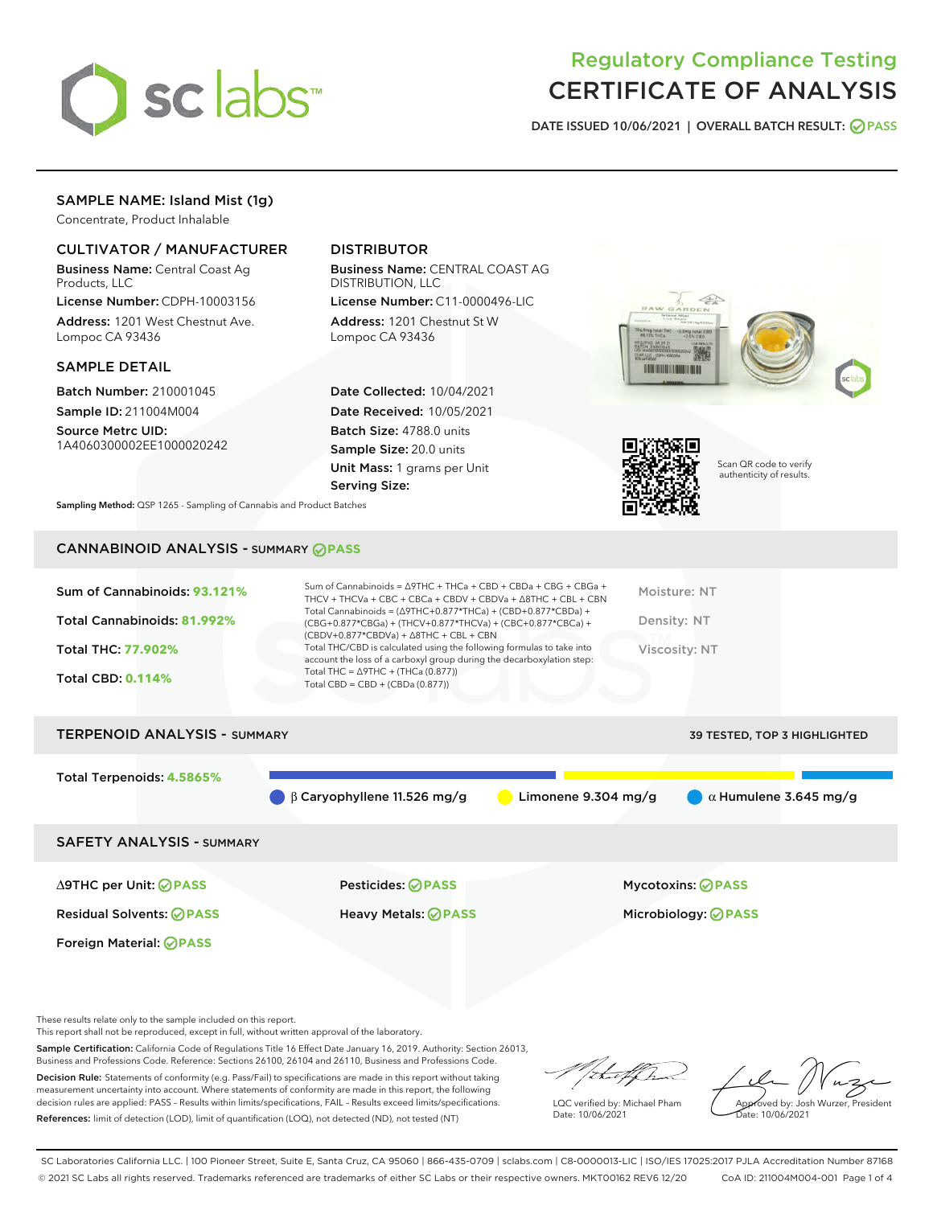# Regulatory Compliance Testing
# CERTIFICATE OF ANALYSIS

DATE ISSUED 10/06/2021 | OVERALL BATCH RESULT: PASS

## SAMPLE NAME: Island Mist (1g)

Concentrate, Product Inhalable

### CULTIVATOR / MANUFACTURER

**Business Name:** Central Coast Ag Products, LLC

**License Number:** CDPH-10003156

**Address:** 1201 West Chestnut Ave. Lompoc CA 93436

### DISTRIBUTOR

**Business Name:** CENTRAL COAST AG DISTRIBUTION, LLC

**License Number:** C11-0000496-LIC

**Address:** 1201 Chestnut St W Lompoc CA 93436

### SAMPLE DETAIL

**Batch Number:** 210001045

**Sample ID:** 211004M004

**Source Metrc UID:** 1A4060300002EE1000020242

**Date Collected:** 10/04/2021

**Date Received:** 10/05/2021

**Batch Size:** 4788.0 units

**Sample Size:** 20.0 units

**Unit Mass:** 1 grams per Unit

**Serving Size:**

Scan QR code to verify authenticity of results.

**Sampling Method:** QSP 1265 - Sampling of Cannabis and Product Batches

## CANNABINOID ANALYSIS - SUMMARY PASS

Sum of Cannabinoids: **93.121%**

Total Cannabinoids: **81.992%**

Total THC: **77.902%**

Total CBD: **0.114%**

Sum of Cannabinoids = Δ9THC + THCa + CBD + CBDa + CBG + CBGa + THCV + THCVa + CBC + CBCa + CBDV + CBDVa + Δ8THC + CBL + CBN

Total Cannabinoids = (Δ9THC+0.877*THCa) + (CBD+0.877*CBDa) + (CBG+0.877*CBGa) + (THCV+0.877*THCVa) + (CBC+0.877*CBCa) + (CBDV+0.877*CBDVa) + Δ8THC + CBL + CBN

Total THC/CBD is calculated using the following formulas to take into account the loss of a carboxyl group during the decarboxylation step:

Total THC = Δ9THC + (THCa (0.877))

Total CBD = CBD + (CBDa (0.877))

Moisture: NT

Density: NT

Viscosity: NT

## TERPENOID ANALYSIS - SUMMARY

39 TESTED, TOP 3 HIGHLIGHTED

Total Terpenoids: **4.5865%**

β Caryophyllene 11.526 mg/g

Limonene 9.304 mg/g

α Humulene 3.645 mg/g

## SAFETY ANALYSIS - SUMMARY

| | | |
|---|---|---|
| Δ9THC per Unit: PASS | Pesticides: PASS | Mycotoxins: PASS |
| Residual Solvents: PASS | Heavy Metals: PASS | Microbiology: PASS |
| Foreign Material: PASS | | |

These results relate only to the sample included on this report.
This report shall not be reproduced, except in full, without written approval of the laboratory.

**Sample Certification:** California Code of Regulations Title 16 Effect Date January 16, 2019. Authority: Section 26013, Business and Professions Code. Reference: Sections 26100, 26104 and 26110, Business and Professions Code.

**Decision Rule:** Statements of conformity (e.g. Pass/Fail) to specifications are made in this report without taking measurement uncertainty into account. Where statements of conformity are made in this report, the following decision rules are applied: PASS – Results within limits/specifications, FAIL – Results exceed limits/specifications.

**References:** limit of detection (LOD), limit of quantification (LOQ), not detected (ND), not tested (NT)

LQC verified by: Michael Pham
Date: 10/06/2021

Approved by: Josh Wurzer, President
Date: 10/06/2021

SC Laboratories California LLC. | 100 Pioneer Street, Suite E, Santa Cruz, CA 95060 | 866-435-0709 | sclabs.com | C8-0000013-LIC | ISO/IES 17025:2017 PJLA Accreditation Number 87168
© 2021 SC Labs all rights reserved. Trademarks referenced are trademarks of either SC Labs or their respective owners. MKT00162 REV6 12/20 CoA ID: 211004M004-001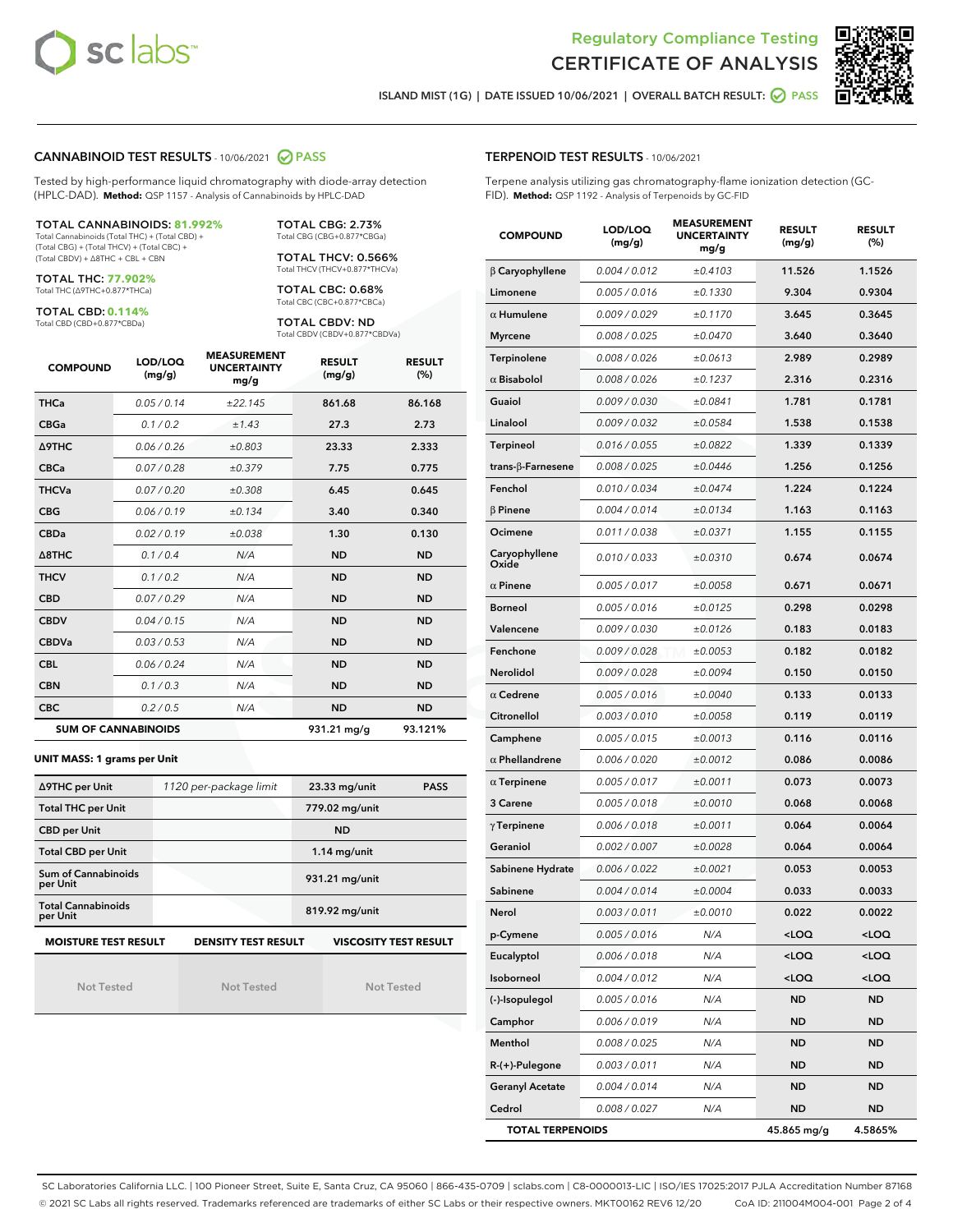Regulatory Compliance Testing
CERTIFICATE OF ANALYSIS

ISLAND MIST (1G) | DATE ISSUED 10/06/2021 | OVERALL BATCH RESULT: PASS

## CANNABINOID TEST RESULTS - 10/06/2021 PASS

Tested by high-performance liquid chromatography with diode-array detection (HPLC-DAD). **Method:** QSP 1157 - Analysis of Cannabinoids by HPLC-DAD

**TOTAL CANNABINOIDS: 81.992%**
Total Cannabinoids (Total THC) + (Total CBD) + (Total CBG) + (Total THCV) + (Total CBC) + (Total CBDV) + ∆8THC + CBL + CBN

**TOTAL THC: 77.902%**
Total THC (∆9THC+0.877*THCa)

**TOTAL CBD: 0.114%**
Total CBD (CBD+0.877*CBDa)

**TOTAL CBG: 2.73%**
Total CBG (CBG+0.877*CBGa)

**TOTAL THCV: 0.566%**
Total THCV (THCV+0.877*THCVa)

**TOTAL CBC: 0.68%**
Total CBC (CBC+0.877*CBCa)

**TOTAL CBDV: ND**
Total CBDV (CBDV+0.877*CBDVa)

| COMPOUND | LOD/LOQ (mg/g) | MEASUREMENT UNCERTAINTY mg/g | RESULT (mg/g) | RESULT (%) |
|---|---|---|---|---|
| THCa | 0.05 / 0.14 | ±22.145 | 861.68 | 86.168 |
| CBGa | 0.1 / 0.2 | ±1.43 | 27.3 | 2.73 |
| Δ9THC | 0.06 / 0.26 | ±0.803 | 23.33 | 2.333 |
| CBCa | 0.07 / 0.28 | ±0.379 | 7.75 | 0.775 |
| THCVa | 0.07 / 0.20 | ±0.308 | 6.45 | 0.645 |
| CBG | 0.06 / 0.19 | ±0.134 | 3.40 | 0.340 |
| CBDa | 0.02 / 0.19 | ±0.038 | 1.30 | 0.130 |
| Δ8THC | 0.1 / 0.4 | N/A | ND | ND |
| THCV | 0.1 / 0.2 | N/A | ND | ND |
| CBD | 0.07 / 0.29 | N/A | ND | ND |
| CBDV | 0.04 / 0.15 | N/A | ND | ND |
| CBDVa | 0.03 / 0.53 | N/A | ND | ND |
| CBL | 0.06 / 0.24 | N/A | ND | ND |
| CBN | 0.1 / 0.3 | N/A | ND | ND |
| CBC | 0.2 / 0.5 | N/A | ND | ND |
| **SUM OF CANNABINOIDS** | | | 931.21 mg/g | 93.121% |

**UNIT MASS: 1 grams per Unit**

| | | | |
|---|---|---|---|
| Δ9THC per Unit | 1120 per-package limit | 23.33 mg/unit | PASS |
| Total THC per Unit | | 779.02 mg/unit | |
| CBD per Unit | | ND | |
| Total CBD per Unit | | 1.14 mg/unit | |
| Sum of Cannabinoids per Unit | | 931.21 mg/unit | |
| Total Cannabinoids per Unit | | 819.92 mg/unit | |

| MOISTURE TEST RESULT | DENSITY TEST RESULT | VISCOSITY TEST RESULT |
|---|---|---|
| Not Tested | Not Tested | Not Tested |

## TERPENOID TEST RESULTS - 10/06/2021

Terpene analysis utilizing gas chromatography-flame ionization detection (GC-FID). **Method:** QSP 1192 - Analysis of Terpenoids by GC-FID

| COMPOUND | LOD/LOQ (mg/g) | MEASUREMENT UNCERTAINTY mg/g | RESULT (mg/g) | RESULT (%) |
|---|---|---|---|---|
| β Caryophyllene | 0.004 / 0.012 | ±0.4103 | 11.526 | 1.1526 |
| Limonene | 0.005 / 0.016 | ±0.1330 | 9.304 | 0.9304 |
| α Humulene | 0.009 / 0.029 | ±0.1170 | 3.645 | 0.3645 |
| Myrcene | 0.008 / 0.025 | ±0.0470 | 3.640 | 0.3640 |
| Terpinolene | 0.008 / 0.026 | ±0.0613 | 2.989 | 0.2989 |
| α Bisabolol | 0.008 / 0.026 | ±0.1237 | 2.316 | 0.2316 |
| Guaiol | 0.009 / 0.030 | ±0.0841 | 1.781 | 0.1781 |
| Linalool | 0.009 / 0.032 | ±0.0584 | 1.538 | 0.1538 |
| Terpineol | 0.016 / 0.055 | ±0.0822 | 1.339 | 0.1339 |
| trans-β-Farnesene | 0.008 / 0.025 | ±0.0446 | 1.256 | 0.1256 |
| Fenchol | 0.010 / 0.034 | ±0.0474 | 1.224 | 0.1224 |
| β Pinene | 0.004 / 0.014 | ±0.0134 | 1.163 | 0.1163 |
| Ocimene | 0.011 / 0.038 | ±0.0371 | 1.155 | 0.1155 |
| Caryophyllene Oxide | 0.010 / 0.033 | ±0.0310 | 0.674 | 0.0674 |
| α Pinene | 0.005 / 0.017 | ±0.0058 | 0.671 | 0.0671 |
| Borneol | 0.005 / 0.016 | ±0.0125 | 0.298 | 0.0298 |
| Valencene | 0.009 / 0.030 | ±0.0126 | 0.183 | 0.0183 |
| Fenchone | 0.009 / 0.028 | ±0.0053 | 0.182 | 0.0182 |
| Nerolidol | 0.009 / 0.028 | ±0.0094 | 0.150 | 0.0150 |
| α Cedrene | 0.005 / 0.016 | ±0.0040 | 0.133 | 0.0133 |
| Citronellol | 0.003 / 0.010 | ±0.0058 | 0.119 | 0.0119 |
| Camphene | 0.005 / 0.015 | ±0.0013 | 0.116 | 0.0116 |
| α Phellandrene | 0.006 / 0.020 | ±0.0012 | 0.086 | 0.0086 |
| α Terpinene | 0.005 / 0.017 | ±0.0011 | 0.073 | 0.0073 |
| 3 Carene | 0.005 / 0.018 | ±0.0010 | 0.068 | 0.0068 |
| γ Terpinene | 0.006 / 0.018 | ±0.0011 | 0.064 | 0.0064 |
| Geraniol | 0.002 / 0.007 | ±0.0028 | 0.064 | 0.0064 |
| Sabinene Hydrate | 0.006 / 0.022 | ±0.0021 | 0.053 | 0.0053 |
| Sabinene | 0.004 / 0.014 | ±0.0004 | 0.033 | 0.0033 |
| Nerol | 0.003 / 0.011 | ±0.0010 | 0.022 | 0.0022 |
| p-Cymene | 0.005 / 0.016 | N/A | <LOQ | <LOQ |
| Eucalyptol | 0.006 / 0.018 | N/A | <LOQ | <LOQ |
| Isoborneol | 0.004 / 0.012 | N/A | <LOQ | <LOQ |
| (-)-Isopulegol | 0.005 / 0.016 | N/A | ND | ND |
| Camphor | 0.006 / 0.019 | N/A | ND | ND |
| Menthol | 0.008 / 0.025 | N/A | ND | ND |
| R-(+)-Pulegone | 0.003 / 0.011 | N/A | ND | ND |
| Geranyl Acetate | 0.004 / 0.014 | N/A | ND | ND |
| Cedrol | 0.008 / 0.027 | N/A | ND | ND |
| **TOTAL TERPENOIDS** | | | 45.865 mg/g | 4.5865% |

SC Laboratories California LLC. | 100 Pioneer Street, Suite E, Santa Cruz, CA 95060 | 866-435-0709 | sclabs.com | C8-0000013-LIC | ISO/IES 17025:2017 PJLA Accreditation Number 87168
© 2021 SC Labs all rights reserved. Trademarks referenced are trademarks of either SC Labs or their respective owners. MKT00162 REV6 12/20 CoA ID: 211004M004-001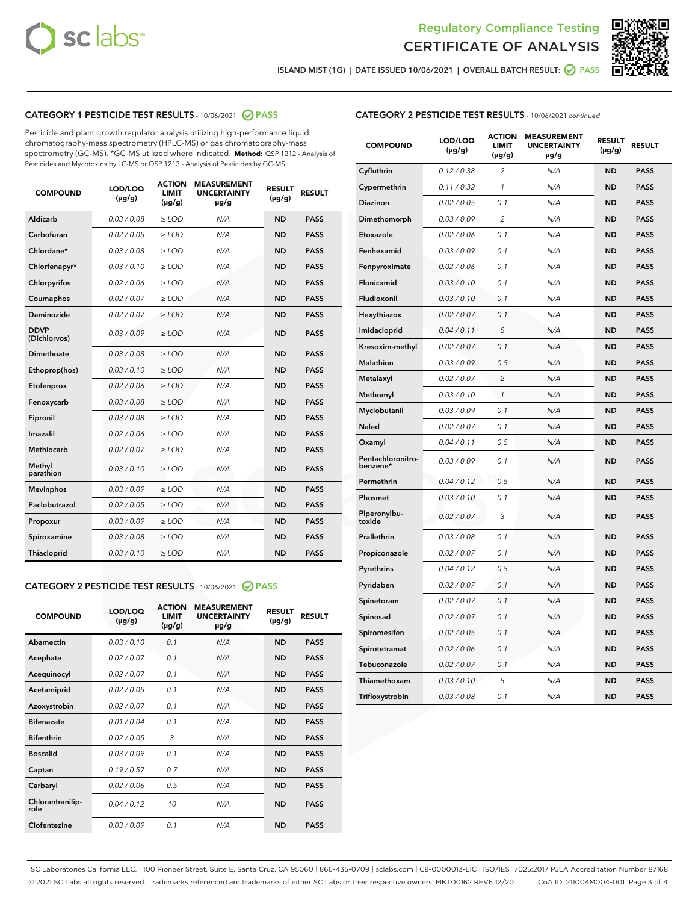# Regulatory Compliance Testing
# CERTIFICATE OF ANALYSIS

ISLAND MIST (1G) | DATE ISSUED 10/06/2021 | OVERALL BATCH RESULT: PASS

## CATEGORY 1 PESTICIDE TEST RESULTS - 10/06/2021 PASS

Pesticide and plant growth regulator analysis utilizing high-performance liquid chromatography-mass spectrometry (HPLC-MS) or gas chromatography-mass spectrometry (GC-MS). *GC-MS utilized where indicated. **Method:** QSP 1212 - Analysis of Pesticides and Mycotoxins by LC-MS or QSP 1213 - Analysis of Pesticides by GC-MS

| COMPOUND | LOD/LOQ (µg/g) | ACTION LIMIT (µg/g) | MEASUREMENT UNCERTAINTY µg/g | RESULT (µg/g) | RESULT |
|---|---|---|---|---|---|
| Aldicarb | 0.03 / 0.08 | ≥ LOD | N/A | ND | PASS |
| Carbofuran | 0.02 / 0.05 | ≥ LOD | N/A | ND | PASS |
| Chlordane* | 0.03 / 0.08 | ≥ LOD | N/A | ND | PASS |
| Chlorfenapyr* | 0.03 / 0.10 | ≥ LOD | N/A | ND | PASS |
| Chlorpyrifos | 0.02 / 0.06 | ≥ LOD | N/A | ND | PASS |
| Coumaphos | 0.02 / 0.07 | ≥ LOD | N/A | ND | PASS |
| Daminozide | 0.02 / 0.07 | ≥ LOD | N/A | ND | PASS |
| DDVP (Dichlorvos) | 0.03 / 0.09 | ≥ LOD | N/A | ND | PASS |
| Dimethoate | 0.03 / 0.08 | ≥ LOD | N/A | ND | PASS |
| Ethoprop(hos) | 0.03 / 0.10 | ≥ LOD | N/A | ND | PASS |
| Etofenprox | 0.02 / 0.06 | ≥ LOD | N/A | ND | PASS |
| Fenoxycarb | 0.03 / 0.08 | ≥ LOD | N/A | ND | PASS |
| Fipronil | 0.03 / 0.08 | ≥ LOD | N/A | ND | PASS |
| Imazalil | 0.02 / 0.06 | ≥ LOD | N/A | ND | PASS |
| Methiocarb | 0.02 / 0.07 | ≥ LOD | N/A | ND | PASS |
| Methyl parathion | 0.03 / 0.10 | ≥ LOD | N/A | ND | PASS |
| Mevinphos | 0.03 / 0.09 | ≥ LOD | N/A | ND | PASS |
| Paclobutrazol | 0.02 / 0.05 | ≥ LOD | N/A | ND | PASS |
| Propoxur | 0.03 / 0.09 | ≥ LOD | N/A | ND | PASS |
| Spiroxamine | 0.03 / 0.08 | ≥ LOD | N/A | ND | PASS |
| Thiacloprid | 0.03 / 0.10 | ≥ LOD | N/A | ND | PASS |

## CATEGORY 2 PESTICIDE TEST RESULTS - 10/06/2021 PASS

| COMPOUND | LOD/LOQ (µg/g) | ACTION LIMIT (µg/g) | MEASUREMENT UNCERTAINTY µg/g | RESULT (µg/g) | RESULT |
|---|---|---|---|---|---|
| Abamectin | 0.03 / 0.10 | 0.1 | N/A | ND | PASS |
| Acephate | 0.02 / 0.07 | 0.1 | N/A | ND | PASS |
| Acequinocyl | 0.02 / 0.07 | 0.1 | N/A | ND | PASS |
| Acetamiprid | 0.02 / 0.05 | 0.1 | N/A | ND | PASS |
| Azoxystrobin | 0.02 / 0.07 | 0.1 | N/A | ND | PASS |
| Bifenazate | 0.01 / 0.04 | 0.1 | N/A | ND | PASS |
| Bifenthrin | 0.02 / 0.05 | 3 | N/A | ND | PASS |
| Boscalid | 0.03 / 0.09 | 0.1 | N/A | ND | PASS |
| Captan | 0.19 / 0.57 | 0.7 | N/A | ND | PASS |
| Carbaryl | 0.02 / 0.06 | 0.5 | N/A | ND | PASS |
| Chlorantraniliprole | 0.04 / 0.12 | 10 | N/A | ND | PASS |
| Clofentezine | 0.03 / 0.09 | 0.1 | N/A | ND | PASS |
| Cyfluthrin | 0.12 / 0.38 | 2 | N/A | ND | PASS |
| Cypermethrin | 0.11 / 0.32 | 1 | N/A | ND | PASS |
| Diazinon | 0.02 / 0.05 | 0.1 | N/A | ND | PASS |
| Dimethomorph | 0.03 / 0.09 | 2 | N/A | ND | PASS |
| Etoxazole | 0.02 / 0.06 | 0.1 | N/A | ND | PASS |
| Fenhexamid | 0.03 / 0.09 | 0.1 | N/A | ND | PASS |
| Fenpyroximate | 0.02 / 0.06 | 0.1 | N/A | ND | PASS |
| Flonicamid | 0.03 / 0.10 | 0.1 | N/A | ND | PASS |
| Fludioxonil | 0.03 / 0.10 | 0.1 | N/A | ND | PASS |
| Hexythiazox | 0.02 / 0.07 | 0.1 | N/A | ND | PASS |
| Imidacloprid | 0.04 / 0.11 | 5 | N/A | ND | PASS |
| Kresoxim-methyl | 0.02 / 0.07 | 0.1 | N/A | ND | PASS |
| Malathion | 0.03 / 0.09 | 0.5 | N/A | ND | PASS |
| Metalaxyl | 0.02 / 0.07 | 2 | N/A | ND | PASS |
| Methomyl | 0.03 / 0.10 | 1 | N/A | ND | PASS |
| Myclobutanil | 0.03 / 0.09 | 0.1 | N/A | ND | PASS |
| Naled | 0.02 / 0.07 | 0.1 | N/A | ND | PASS |
| Oxamyl | 0.04 / 0.11 | 0.5 | N/A | ND | PASS |
| Pentachloronitrobenzene* | 0.03 / 0.09 | 0.1 | N/A | ND | PASS |
| Permethrin | 0.04 / 0.12 | 0.5 | N/A | ND | PASS |
| Phosmet | 0.03 / 0.10 | 0.1 | N/A | ND | PASS |
| Piperonylbutoxide | 0.02 / 0.07 | 3 | N/A | ND | PASS |
| Prallethrin | 0.03 / 0.08 | 0.1 | N/A | ND | PASS |
| Propiconazole | 0.02 / 0.07 | 0.1 | N/A | ND | PASS |
| Pyrethrins | 0.04 / 0.12 | 0.5 | N/A | ND | PASS |
| Pyridaben | 0.02 / 0.07 | 0.1 | N/A | ND | PASS |
| Spinetoram | 0.02 / 0.07 | 0.1 | N/A | ND | PASS |
| Spinosad | 0.02 / 0.07 | 0.1 | N/A | ND | PASS |
| Spiromesifen | 0.02 / 0.05 | 0.1 | N/A | ND | PASS |
| Spirotetramat | 0.02 / 0.06 | 0.1 | N/A | ND | PASS |
| Tebuconazole | 0.02 / 0.07 | 0.1 | N/A | ND | PASS |
| Thiamethoxam | 0.03 / 0.10 | 5 | N/A | ND | PASS |
| Trifloxystrobin | 0.03 / 0.08 | 0.1 | N/A | ND | PASS |

SC Laboratories California LLC. | 100 Pioneer Street, Suite E, Santa Cruz, CA 95060 | 866-435-0709 | sclabs.com | C8-0000013-LIC | ISO/IES 17025:2017 PJLA Accreditation Number 87168
© 2021 SC Labs all rights reserved. Trademarks referenced are trademarks of either SC Labs or their respective owners. MKT00162 REV6 12/20 CoA ID: 211004M004-001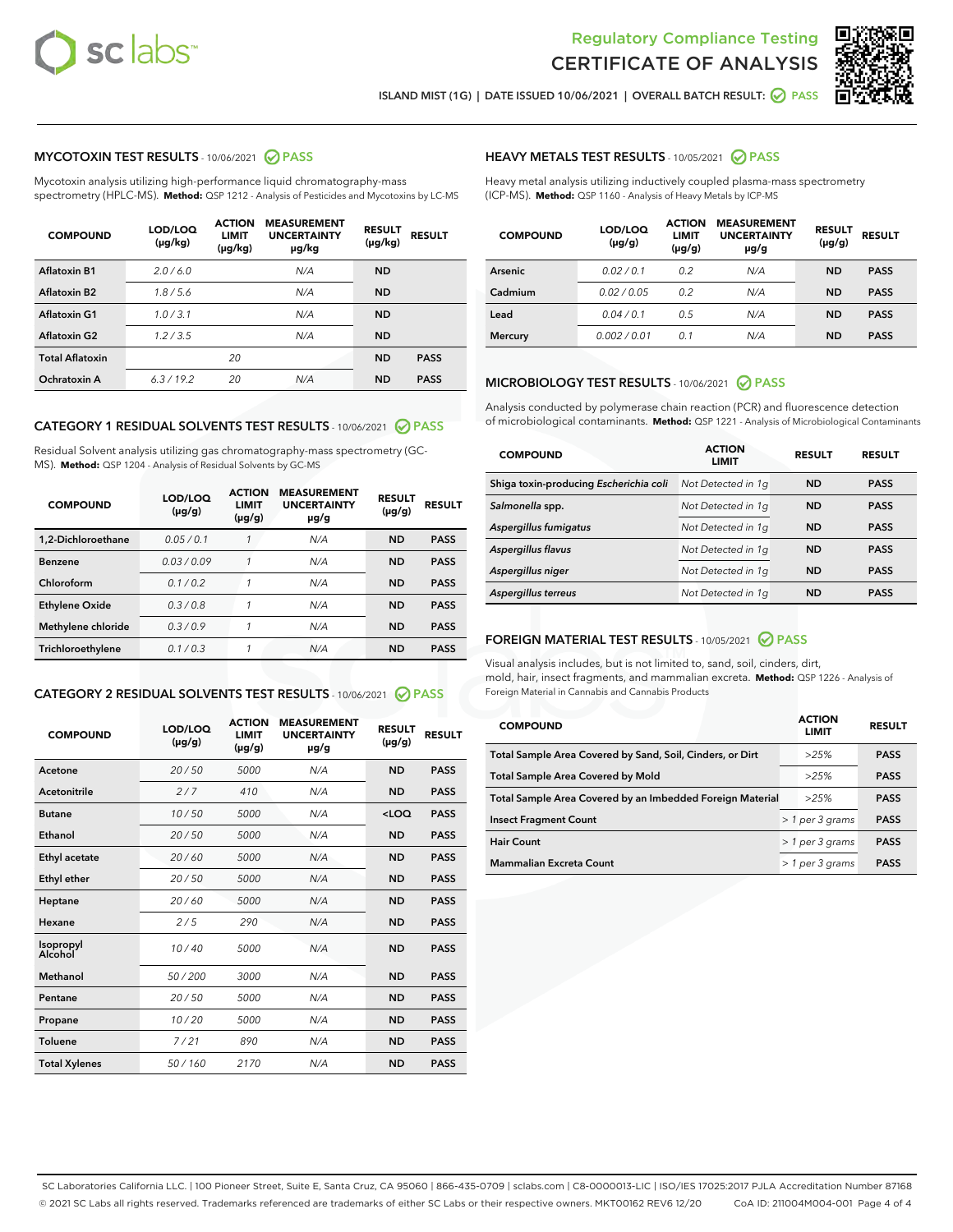Regulatory Compliance Testing

# CERTIFICATE OF ANALYSIS

ISLAND MIST (1G) | DATE ISSUED 10/06/2021 | OVERALL BATCH RESULT: PASS

## MYCOTOXIN TEST RESULTS - 10/06/2021 PASS

Mycotoxin analysis utilizing high-performance liquid chromatography-mass spectrometry (HPLC-MS). **Method:** QSP 1212 - Analysis of Pesticides and Mycotoxins by LC-MS

| COMPOUND | LOD/LOQ (µg/kg) | ACTION LIMIT (µg/kg) | MEASUREMENT UNCERTAINTY µg/kg | RESULT (µg/kg) | RESULT |
|---|---|---|---|---|---|
| Aflatoxin B1 | 2.0 / 6.0 | | N/A | ND | |
| Aflatoxin B2 | 1.8 / 5.6 | | N/A | ND | |
| Aflatoxin G1 | 1.0 / 3.1 | | N/A | ND | |
| Aflatoxin G2 | 1.2 / 3.5 | | N/A | ND | |
| Total Aflatoxin | | 20 | | ND | PASS |
| Ochratoxin A | 6.3 / 19.2 | 20 | N/A | ND | PASS |

## CATEGORY 1 RESIDUAL SOLVENTS TEST RESULTS - 10/06/2021 PASS

Residual Solvent analysis utilizing gas chromatography-mass spectrometry (GC-MS). **Method:** QSP 1204 - Analysis of Residual Solvents by GC-MS

| COMPOUND | LOD/LOQ (µg/g) | ACTION LIMIT (µg/g) | MEASUREMENT UNCERTAINTY µg/g | RESULT (µg/g) | RESULT |
|---|---|---|---|---|---|
| 1,2-Dichloroethane | 0.05 / 0.1 | 1 | N/A | ND | PASS |
| Benzene | 0.03 / 0.09 | 1 | N/A | ND | PASS |
| Chloroform | 0.1 / 0.2 | 1 | N/A | ND | PASS |
| Ethylene Oxide | 0.3 / 0.8 | 1 | N/A | ND | PASS |
| Methylene chloride | 0.3 / 0.9 | 1 | N/A | ND | PASS |
| Trichloroethylene | 0.1 / 0.3 | 1 | N/A | ND | PASS |

## CATEGORY 2 RESIDUAL SOLVENTS TEST RESULTS - 10/06/2021 PASS

| COMPOUND | LOD/LOQ (µg/g) | ACTION LIMIT (µg/g) | MEASUREMENT UNCERTAINTY µg/g | RESULT (µg/g) | RESULT |
|---|---|---|---|---|---|
| Acetone | 20 / 50 | 5000 | N/A | ND | PASS |
| Acetonitrile | 2 / 7 | 410 | N/A | ND | PASS |
| Butane | 10 / 50 | 5000 | N/A | <LOQ | PASS |
| Ethanol | 20 / 50 | 5000 | N/A | ND | PASS |
| Ethyl acetate | 20 / 60 | 5000 | N/A | ND | PASS |
| Ethyl ether | 20 / 50 | 5000 | N/A | ND | PASS |
| Heptane | 20 / 60 | 5000 | N/A | ND | PASS |
| Hexane | 2 / 5 | 290 | N/A | ND | PASS |
| Isopropyl Alcohol | 10 / 40 | 5000 | N/A | ND | PASS |
| Methanol | 50 / 200 | 3000 | N/A | ND | PASS |
| Pentane | 20 / 50 | 5000 | N/A | ND | PASS |
| Propane | 10 / 20 | 5000 | N/A | ND | PASS |
| Toluene | 7 / 21 | 890 | N/A | ND | PASS |
| Total Xylenes | 50 / 160 | 2170 | N/A | ND | PASS |

## HEAVY METALS TEST RESULTS - 10/05/2021 PASS

Heavy metal analysis utilizing inductively coupled plasma-mass spectrometry (ICP-MS). **Method:** QSP 1160 - Analysis of Heavy Metals by ICP-MS

| COMPOUND | LOD/LOQ (µg/g) | ACTION LIMIT (µg/g) | MEASUREMENT UNCERTAINTY µg/g | RESULT (µg/g) | RESULT |
|---|---|---|---|---|---|
| Arsenic | 0.02 / 0.1 | 0.2 | N/A | ND | PASS |
| Cadmium | 0.02 / 0.05 | 0.2 | N/A | ND | PASS |
| Lead | 0.04 / 0.1 | 0.5 | N/A | ND | PASS |
| Mercury | 0.002 / 0.01 | 0.1 | N/A | ND | PASS |

## MICROBIOLOGY TEST RESULTS - 10/06/2021 PASS

Analysis conducted by polymerase chain reaction (PCR) and fluorescence detection of microbiological contaminants. **Method:** QSP 1221 - Analysis of Microbiological Contaminants

| COMPOUND | ACTION LIMIT | RESULT | RESULT |
|---|---|---|---|
| Shiga toxin-producing *Escherichia coli* | Not Detected in 1g | ND | PASS |
| *Salmonella* spp. | Not Detected in 1g | ND | PASS |
| *Aspergillus fumigatus* | Not Detected in 1g | ND | PASS |
| *Aspergillus flavus* | Not Detected in 1g | ND | PASS |
| *Aspergillus niger* | Not Detected in 1g | ND | PASS |
| *Aspergillus terreus* | Not Detected in 1g | ND | PASS |

## FOREIGN MATERIAL TEST RESULTS - 10/05/2021 PASS

Visual analysis includes, but is not limited to, sand, soil, cinders, dirt, mold, hair, insect fragments, and mammalian excreta. **Method:** QSP 1226 - Analysis of Foreign Material in Cannabis and Cannabis Products

| COMPOUND | ACTION LIMIT | RESULT |
|---|---|---|
| Total Sample Area Covered by Sand, Soil, Cinders, or Dirt | >25% | PASS |
| Total Sample Area Covered by Mold | >25% | PASS |
| Total Sample Area Covered by an Imbedded Foreign Material | >25% | PASS |
| Insect Fragment Count | > 1 per 3 grams | PASS |
| Hair Count | > 1 per 3 grams | PASS |
| Mammalian Excreta Count | > 1 per 3 grams | PASS |

SC Laboratories California LLC. | 100 Pioneer Street, Suite E, Santa Cruz, CA 95060 | 866-435-0709 | sclabs.com | C8-0000013-LIC | ISO/IES 17025:2017 PJLA Accreditation Number 87168
© 2021 SC Labs all rights reserved. Trademarks referenced are trademarks of either SC Labs or their respective owners. MKT00162 REV6 12/20 CoA ID: 211004M004-001